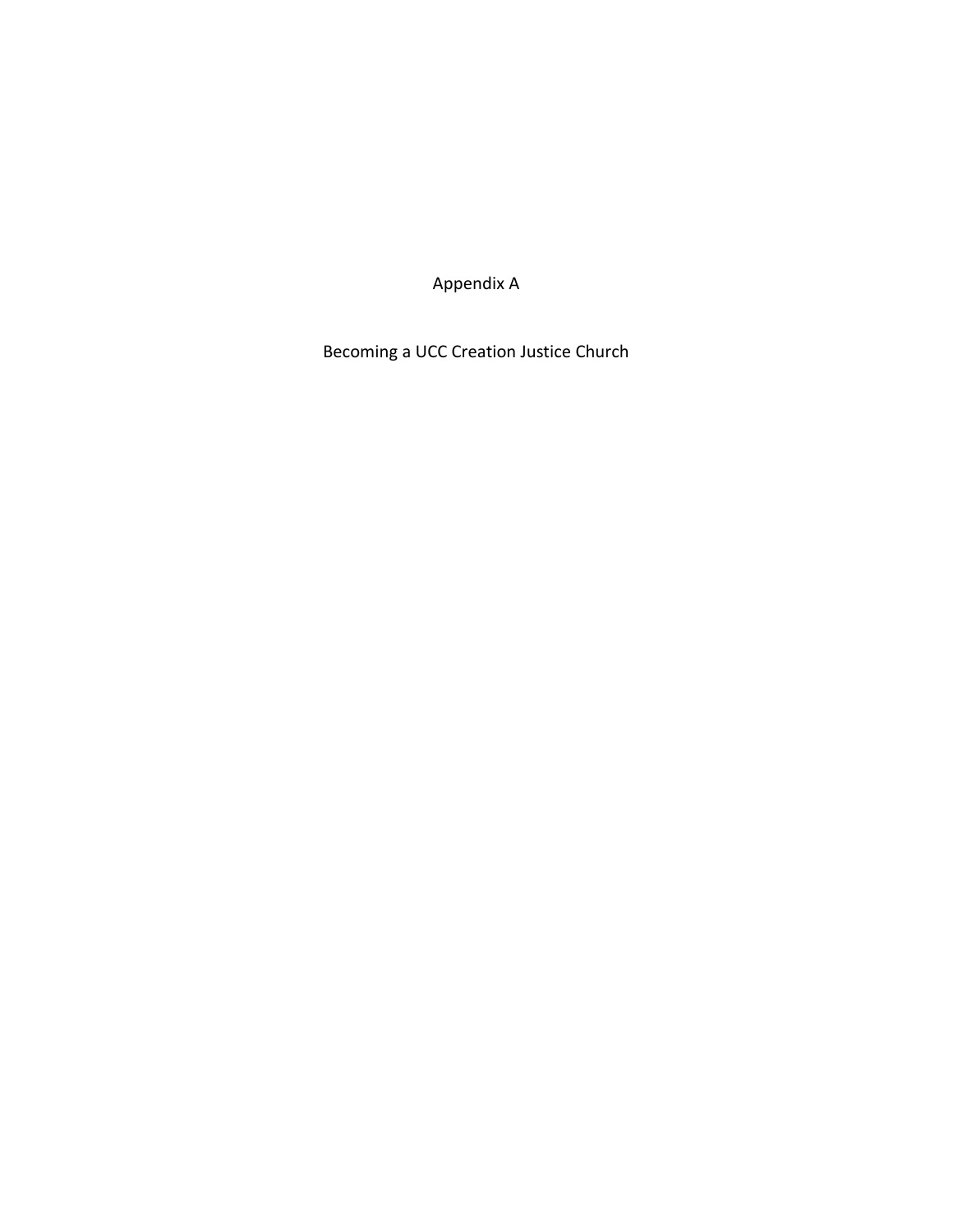# Appendix A

## Becoming a UCC Creation Justice Church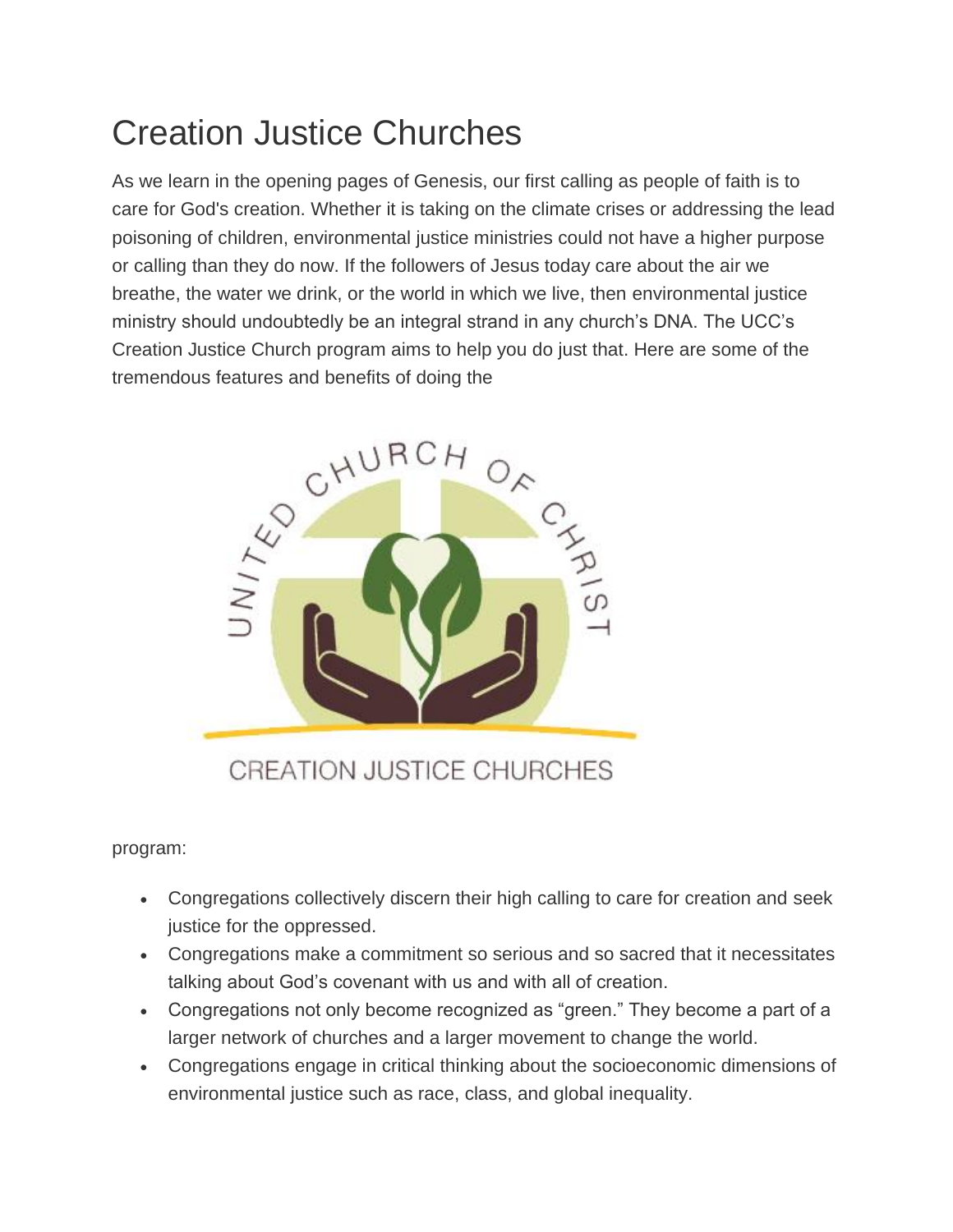# Creation Justice Churches

As we learn in the opening pages of Genesis, our first calling as people of faith is to care for God's creation. Whether it is taking on the climate crises or addressing the lead poisoning of children, environmental justice ministries could not have a higher purpose or calling than they do now. If the followers of Jesus today care about the air we breathe, the water we drink, or the world in which we live, then environmental justice ministry should undoubtedly be an integral strand in any church's DNA. The UCC's Creation Justice Church program aims to help you do just that. Here are some of the tremendous features and benefits of doing the program:

- Congregations collectively discern their high calling to care for creation and seek justice for the oppressed.
- Congregations make a commitment so serious and so sacred that it necessitates talking about God's covenant with us and with all of creation.
- Congregations not only become recognized as "green." They become a part of a larger network of churches and a larger movement to change the world.
- Congregations engage in critical thinking about the socioeconomic dimensions of environmental justice such as race, class, and global inequality.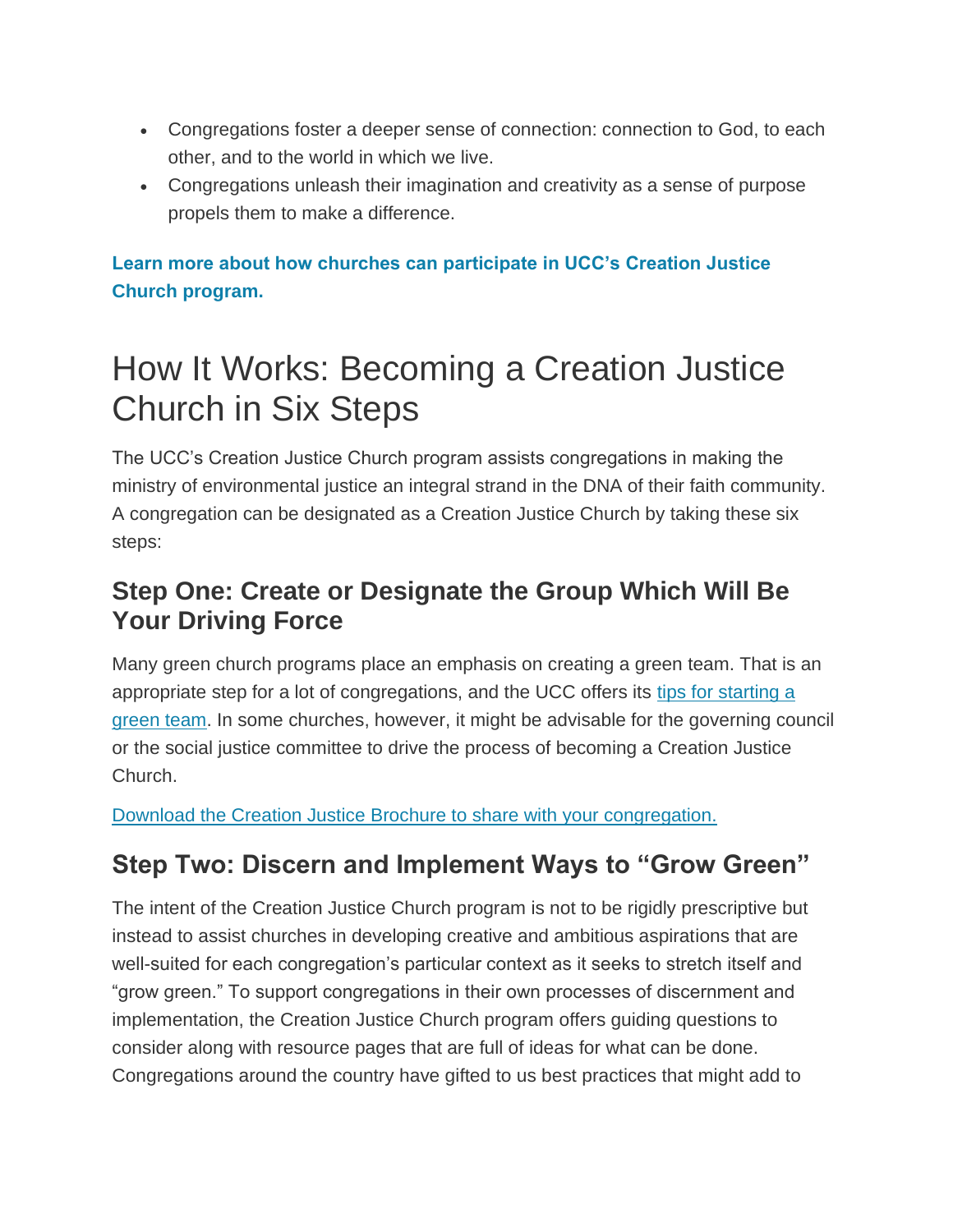- Congregations foster a deeper sense of connection: connection to God, to each other, and to the world in which we live.
- Congregations unleash their imagination and creativity as a sense of purpose propels them to make a difference.

**Learn more about how churches can participate in UCC's Creation Justice Church program.**

# How It Works: Becoming a Creation Justice Church in Six Steps

The UCC's Creation Justice Church program assists congregations in making the ministry of environmental justice an integral strand in the DNA of their faith community. A congregation can be designated as a Creation Justice Church by taking these six steps:

## Step One: Create or Designate the Group Which Will Be Your Driving Force

Many green church programs place an emphasis on creating a green team. That is an appropriate step for a lot of congregations, and the UCC offers its tips for starting a green team. In some churches, however, it might be advisable for the governing council or the social justice committee to drive the process of becoming a Creation Justice Church.

Download the Creation Justice Brochure to share with your congregation.

## Step Two: Discern and Implement Ways to "Grow Green"

The intent of the Creation Justice Church program is not to be rigidly prescriptive but instead to assist churches in developing creative and ambitious aspirations that are well-suited for each congregation's particular context as it seeks to stretch itself and "grow green." To support congregations in their own processes of discernment and implementation, the Creation Justice Church program offers guiding questions to consider along with resource pages that are full of ideas for what can be done. Congregations around the country have gifted to us best practices that might add to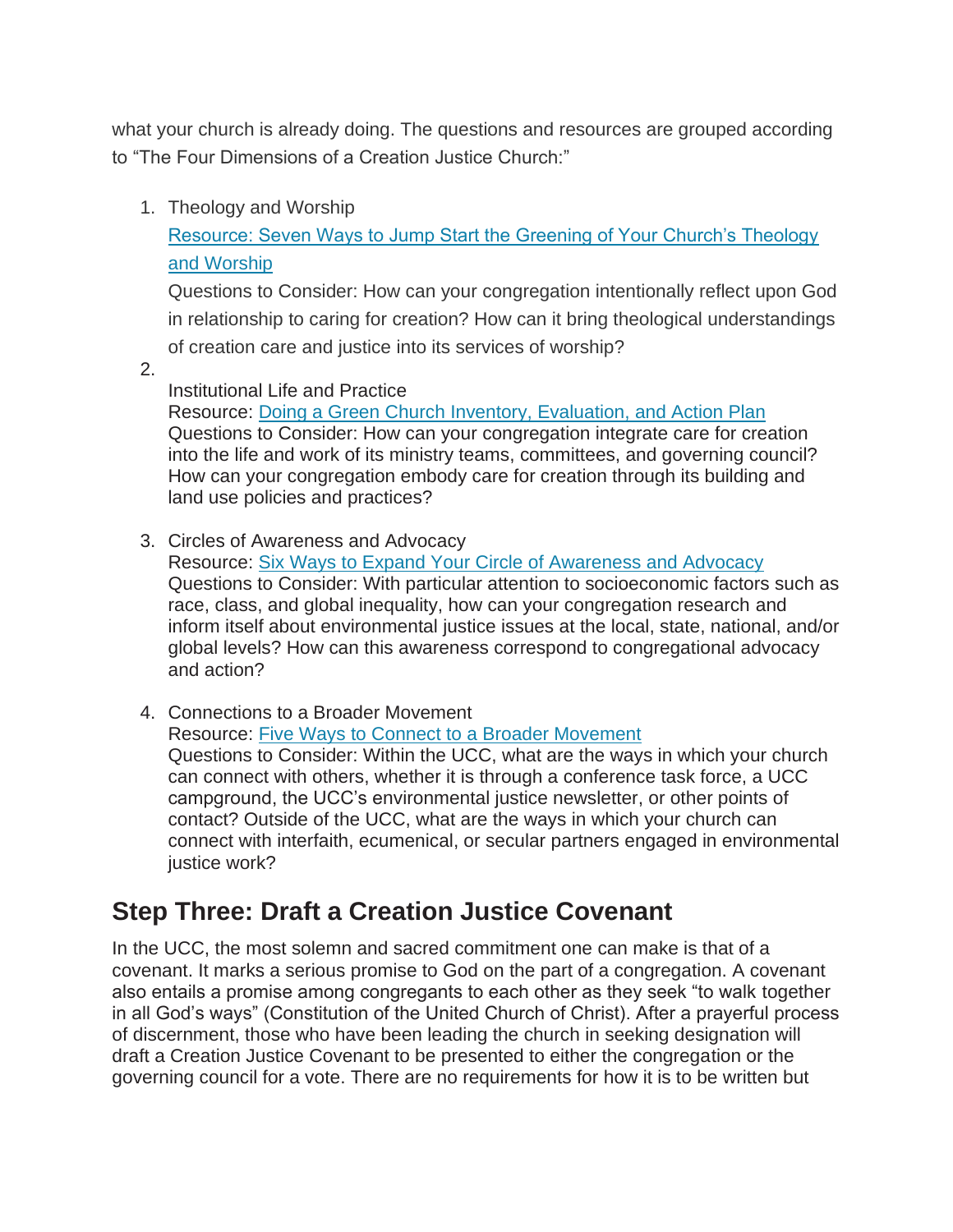what your church is already doing. The questions and resources are grouped according to "The Four Dimensions of a Creation Justice Church:"

1. Theology and Worship
   Resource: Seven Ways to Jump Start the Greening of Your Church's Theology and Worship
   Questions to Consider: How can your congregation intentionally reflect upon God in relationship to caring for creation? How can it bring theological understandings of creation care and justice into its services of worship?
2. Institutional Life and Practice
   Resource: Doing a Green Church Inventory, Evaluation, and Action Plan
   Questions to Consider: How can your congregation integrate care for creation into the life and work of its ministry teams, committees, and governing council? How can your congregation embody care for creation through its building and land use policies and practices?
3. Circles of Awareness and Advocacy
   Resource: Six Ways to Expand Your Circle of Awareness and Advocacy
   Questions to Consider: With particular attention to socioeconomic factors such as race, class, and global inequality, how can your congregation research and inform itself about environmental justice issues at the local, state, national, and/or global levels? How can this awareness correspond to congregational advocacy and action?
4. Connections to a Broader Movement
   Resource: Five Ways to Connect to a Broader Movement
   Questions to Consider: Within the UCC, what are the ways in which your church can connect with others, whether it is through a conference task force, a UCC campground, the UCC's environmental justice newsletter, or other points of contact? Outside of the UCC, what are the ways in which your church can connect with interfaith, ecumenical, or secular partners engaged in environmental justice work?

## Step Three: Draft a Creation Justice Covenant

In the UCC, the most solemn and sacred commitment one can make is that of a covenant. It marks a serious promise to God on the part of a congregation. A covenant also entails a promise among congregants to each other as they seek "to walk together in all God's ways" (Constitution of the United Church of Christ). After a prayerful process of discernment, those who have been leading the church in seeking designation will draft a Creation Justice Covenant to be presented to either the congregation or the governing council for a vote. There are no requirements for how it is to be written but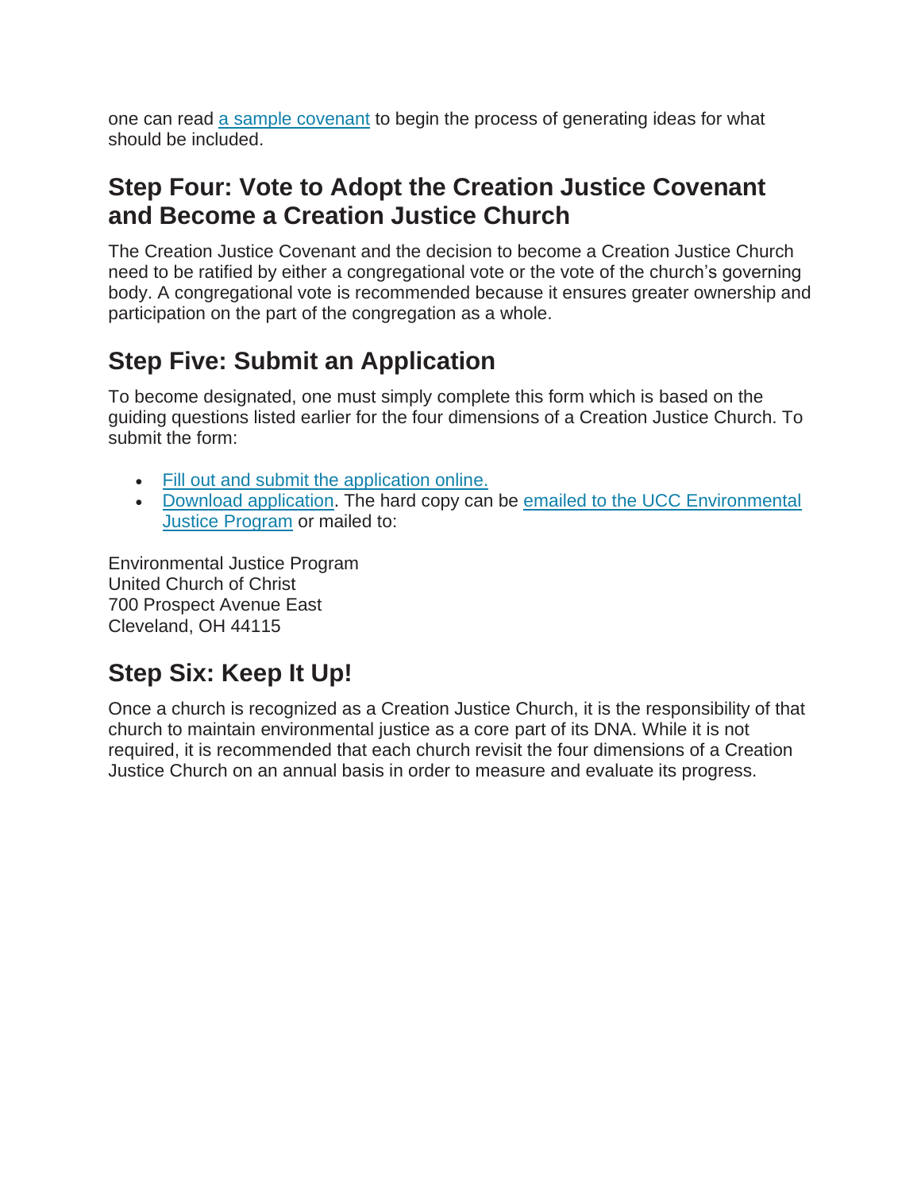one can read a sample covenant to begin the process of generating ideas for what should be included.

## Step Four: Vote to Adopt the Creation Justice Covenant and Become a Creation Justice Church

The Creation Justice Covenant and the decision to become a Creation Justice Church need to be ratified by either a congregational vote or the vote of the church's governing body. A congregational vote is recommended because it ensures greater ownership and participation on the part of the congregation as a whole.

## Step Five: Submit an Application

To become designated, one must simply complete this form which is based on the guiding questions listed earlier for the four dimensions of a Creation Justice Church. To submit the form:

- Fill out and submit the application online.
- Download application. The hard copy can be emailed to the UCC Environmental Justice Program or mailed to:

Environmental Justice Program
United Church of Christ
700 Prospect Avenue East
Cleveland, OH 44115

## Step Six: Keep It Up!

Once a church is recognized as a Creation Justice Church, it is the responsibility of that church to maintain environmental justice as a core part of its DNA. While it is not required, it is recommended that each church revisit the four dimensions of a Creation Justice Church on an annual basis in order to measure and evaluate its progress.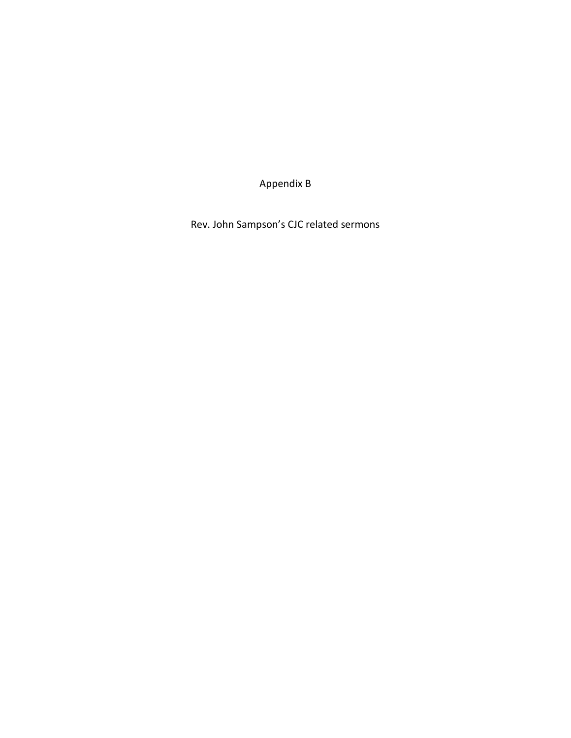# Appendix B

## Rev. John Sampson's CJC related sermons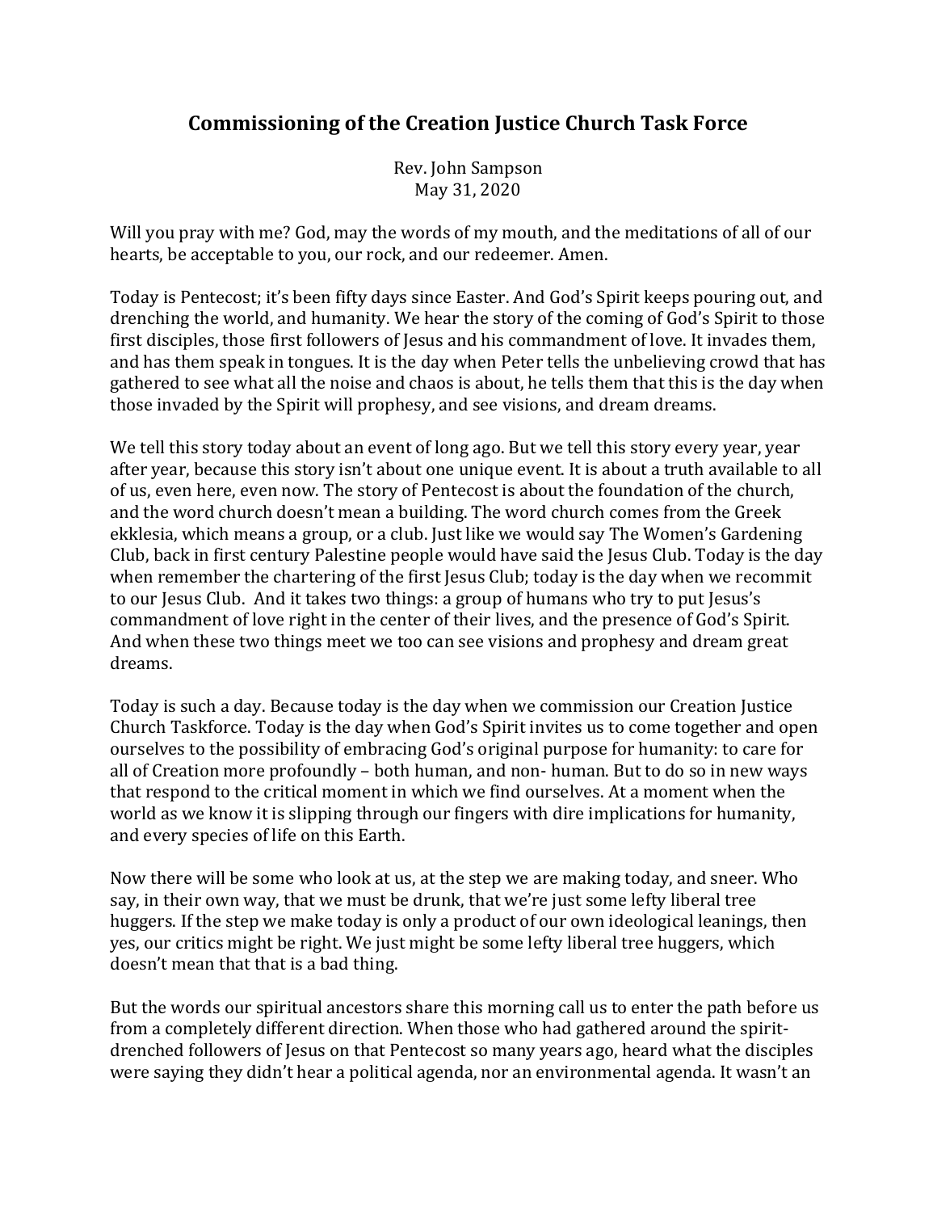# Commissioning of the Creation Justice Church Task Force

Rev. John Sampson
May 31, 2020

Will you pray with me? God, may the words of my mouth, and the meditations of all of our hearts, be acceptable to you, our rock, and our redeemer. Amen.

Today is Pentecost; it's been fifty days since Easter. And God's Spirit keeps pouring out, and drenching the world, and humanity. We hear the story of the coming of God's Spirit to those first disciples, those first followers of Jesus and his commandment of love. It invades them, and has them speak in tongues. It is the day when Peter tells the unbelieving crowd that has gathered to see what all the noise and chaos is about, he tells them that this is the day when those invaded by the Spirit will prophesy, and see visions, and dream dreams.

We tell this story today about an event of long ago. But we tell this story every year, year after year, because this story isn't about one unique event. It is about a truth available to all of us, even here, even now. The story of Pentecost is about the foundation of the church, and the word church doesn't mean a building. The word church comes from the Greek ekklesia, which means a group, or a club. Just like we would say The Women's Gardening Club, back in first century Palestine people would have said the Jesus Club. Today is the day when remember the chartering of the first Jesus Club; today is the day when we recommit to our Jesus Club. And it takes two things: a group of humans who try to put Jesus's commandment of love right in the center of their lives, and the presence of God's Spirit. And when these two things meet we too can see visions and prophesy and dream great dreams.

Today is such a day. Because today is the day when we commission our Creation Justice Church Taskforce. Today is the day when God's Spirit invites us to come together and open ourselves to the possibility of embracing God's original purpose for humanity: to care for all of Creation more profoundly – both human, and non- human. But to do so in new ways that respond to the critical moment in which we find ourselves. At a moment when the world as we know it is slipping through our fingers with dire implications for humanity, and every species of life on this Earth.

Now there will be some who look at us, at the step we are making today, and sneer. Who say, in their own way, that we must be drunk, that we're just some lefty liberal tree huggers. If the step we make today is only a product of our own ideological leanings, then yes, our critics might be right. We just might be some lefty liberal tree huggers, which doesn't mean that that is a bad thing.

But the words our spiritual ancestors share this morning call us to enter the path before us from a completely different direction. When those who had gathered around the spirit-drenched followers of Jesus on that Pentecost so many years ago, heard what the disciples were saying they didn't hear a political agenda, nor an environmental agenda. It wasn't an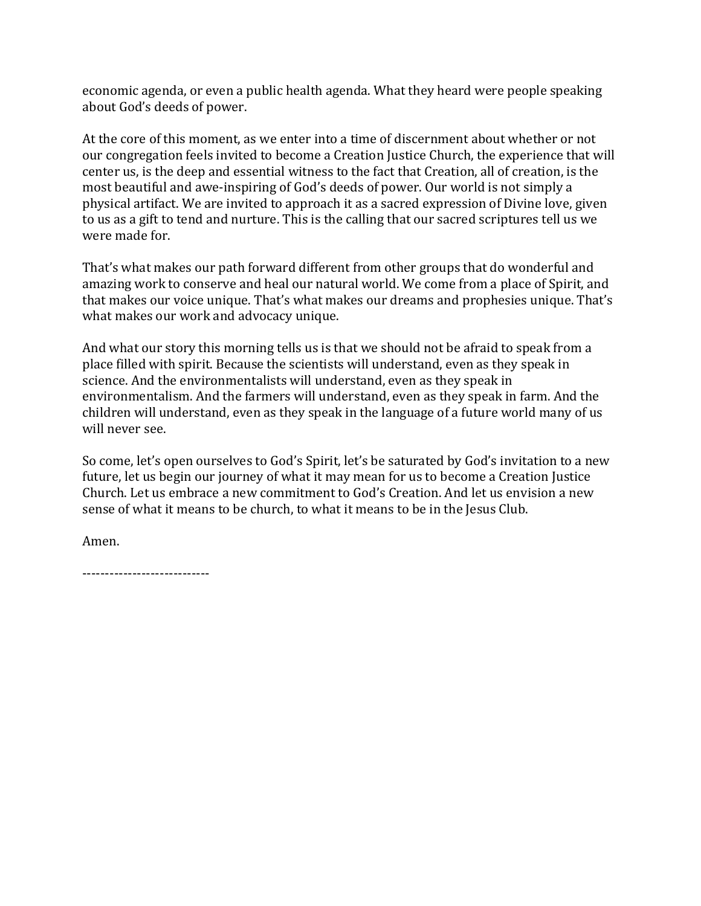economic agenda, or even a public health agenda. What they heard were people speaking about God's deeds of power.

At the core of this moment, as we enter into a time of discernment about whether or not our congregation feels invited to become a Creation Justice Church, the experience that will center us, is the deep and essential witness to the fact that Creation, all of creation, is the most beautiful and awe-inspiring of God's deeds of power. Our world is not simply a physical artifact. We are invited to approach it as a sacred expression of Divine love, given to us as a gift to tend and nurture. This is the calling that our sacred scriptures tell us we were made for.

That's what makes our path forward different from other groups that do wonderful and amazing work to conserve and heal our natural world. We come from a place of Spirit, and that makes our voice unique. That's what makes our dreams and prophesies unique. That's what makes our work and advocacy unique.

And what our story this morning tells us is that we should not be afraid to speak from a place filled with spirit. Because the scientists will understand, even as they speak in science. And the environmentalists will understand, even as they speak in environmentalism. And the farmers will understand, even as they speak in farm. And the children will understand, even as they speak in the language of a future world many of us will never see.

So come, let's open ourselves to God's Spirit, let's be saturated by God's invitation to a new future, let us begin our journey of what it may mean for us to become a Creation Justice Church. Let us embrace a new commitment to God's Creation. And let us envision a new sense of what it means to be church, to what it means to be in the Jesus Club.

Amen.

---------------------------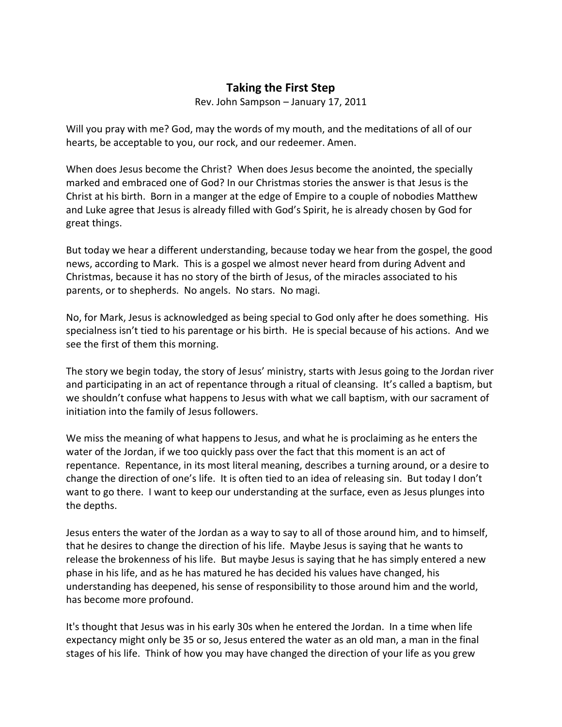# Taking the First Step

Rev. John Sampson – January 17, 2011

Will you pray with me? God, may the words of my mouth, and the meditations of all of our hearts, be acceptable to you, our rock, and our redeemer. Amen.

When does Jesus become the Christ? When does Jesus become the anointed, the specially marked and embraced one of God? In our Christmas stories the answer is that Jesus is the Christ at his birth. Born in a manger at the edge of Empire to a couple of nobodies Matthew and Luke agree that Jesus is already filled with God's Spirit, he is already chosen by God for great things.

But today we hear a different understanding, because today we hear from the gospel, the good news, according to Mark. This is a gospel we almost never heard from during Advent and Christmas, because it has no story of the birth of Jesus, of the miracles associated to his parents, or to shepherds. No angels. No stars. No magi.

No, for Mark, Jesus is acknowledged as being special to God only after he does something. His specialness isn't tied to his parentage or his birth. He is special because of his actions. And we see the first of them this morning.

The story we begin today, the story of Jesus' ministry, starts with Jesus going to the Jordan river and participating in an act of repentance through a ritual of cleansing. It's called a baptism, but we shouldn't confuse what happens to Jesus with what we call baptism, with our sacrament of initiation into the family of Jesus followers.

We miss the meaning of what happens to Jesus, and what he is proclaiming as he enters the water of the Jordan, if we too quickly pass over the fact that this moment is an act of repentance. Repentance, in its most literal meaning, describes a turning around, or a desire to change the direction of one's life. It is often tied to an idea of releasing sin. But today I don't want to go there. I want to keep our understanding at the surface, even as Jesus plunges into the depths.

Jesus enters the water of the Jordan as a way to say to all of those around him, and to himself, that he desires to change the direction of his life. Maybe Jesus is saying that he wants to release the brokenness of his life. But maybe Jesus is saying that he has simply entered a new phase in his life, and as he has matured he has decided his values have changed, his understanding has deepened, his sense of responsibility to those around him and the world, has become more profound.

It's thought that Jesus was in his early 30s when he entered the Jordan. In a time when life expectancy might only be 35 or so, Jesus entered the water as an old man, a man in the final stages of his life. Think of how you may have changed the direction of your life as you grew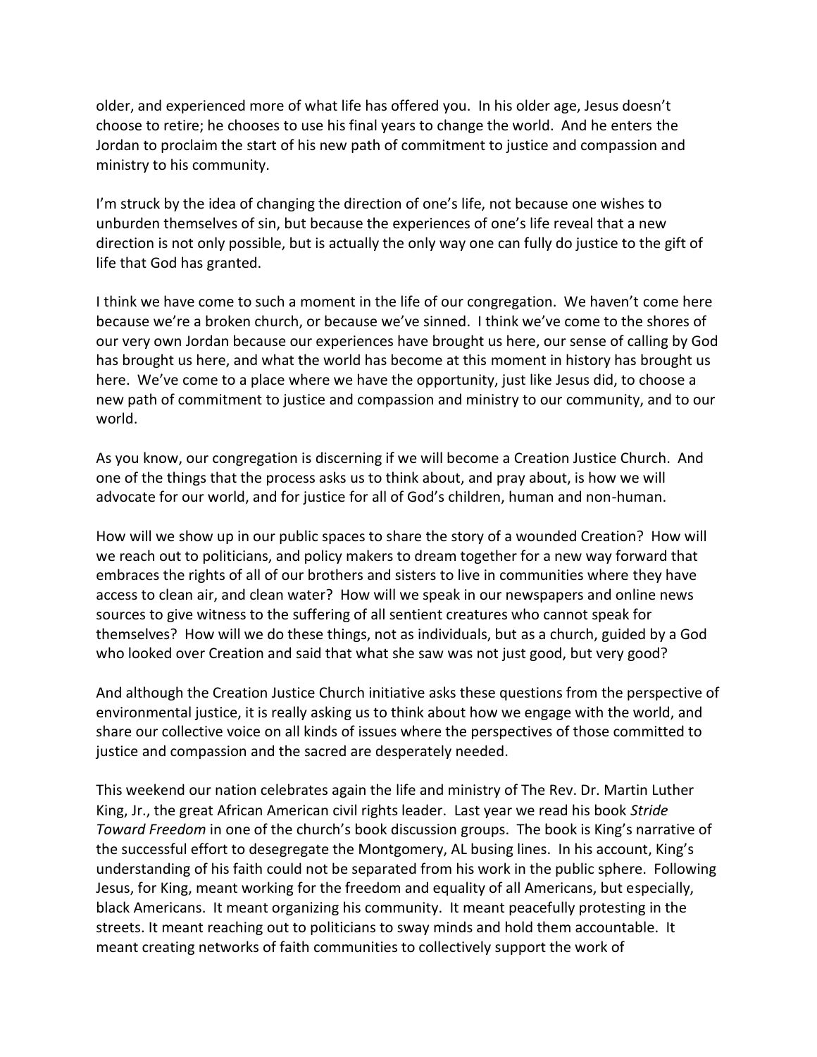older, and experienced more of what life has offered you. In his older age, Jesus doesn't choose to retire; he chooses to use his final years to change the world. And he enters the Jordan to proclaim the start of his new path of commitment to justice and compassion and ministry to his community.

I'm struck by the idea of changing the direction of one's life, not because one wishes to unburden themselves of sin, but because the experiences of one's life reveal that a new direction is not only possible, but is actually the only way one can fully do justice to the gift of life that God has granted.

I think we have come to such a moment in the life of our congregation. We haven't come here because we're a broken church, or because we've sinned. I think we've come to the shores of our very own Jordan because our experiences have brought us here, our sense of calling by God has brought us here, and what the world has become at this moment in history has brought us here. We've come to a place where we have the opportunity, just like Jesus did, to choose a new path of commitment to justice and compassion and ministry to our community, and to our world.

As you know, our congregation is discerning if we will become a Creation Justice Church. And one of the things that the process asks us to think about, and pray about, is how we will advocate for our world, and for justice for all of God's children, human and non-human.

How will we show up in our public spaces to share the story of a wounded Creation? How will we reach out to politicians, and policy makers to dream together for a new way forward that embraces the rights of all of our brothers and sisters to live in communities where they have access to clean air, and clean water? How will we speak in our newspapers and online news sources to give witness to the suffering of all sentient creatures who cannot speak for themselves? How will we do these things, not as individuals, but as a church, guided by a God who looked over Creation and said that what she saw was not just good, but very good?

And although the Creation Justice Church initiative asks these questions from the perspective of environmental justice, it is really asking us to think about how we engage with the world, and share our collective voice on all kinds of issues where the perspectives of those committed to justice and compassion and the sacred are desperately needed.

This weekend our nation celebrates again the life and ministry of The Rev. Dr. Martin Luther King, Jr., the great African American civil rights leader. Last year we read his book *Stride Toward Freedom* in one of the church's book discussion groups. The book is King's narrative of the successful effort to desegregate the Montgomery, AL busing lines. In his account, King's understanding of his faith could not be separated from his work in the public sphere. Following Jesus, for King, meant working for the freedom and equality of all Americans, but especially, black Americans. It meant organizing his community. It meant peacefully protesting in the streets. It meant reaching out to politicians to sway minds and hold them accountable. It meant creating networks of faith communities to collectively support the work of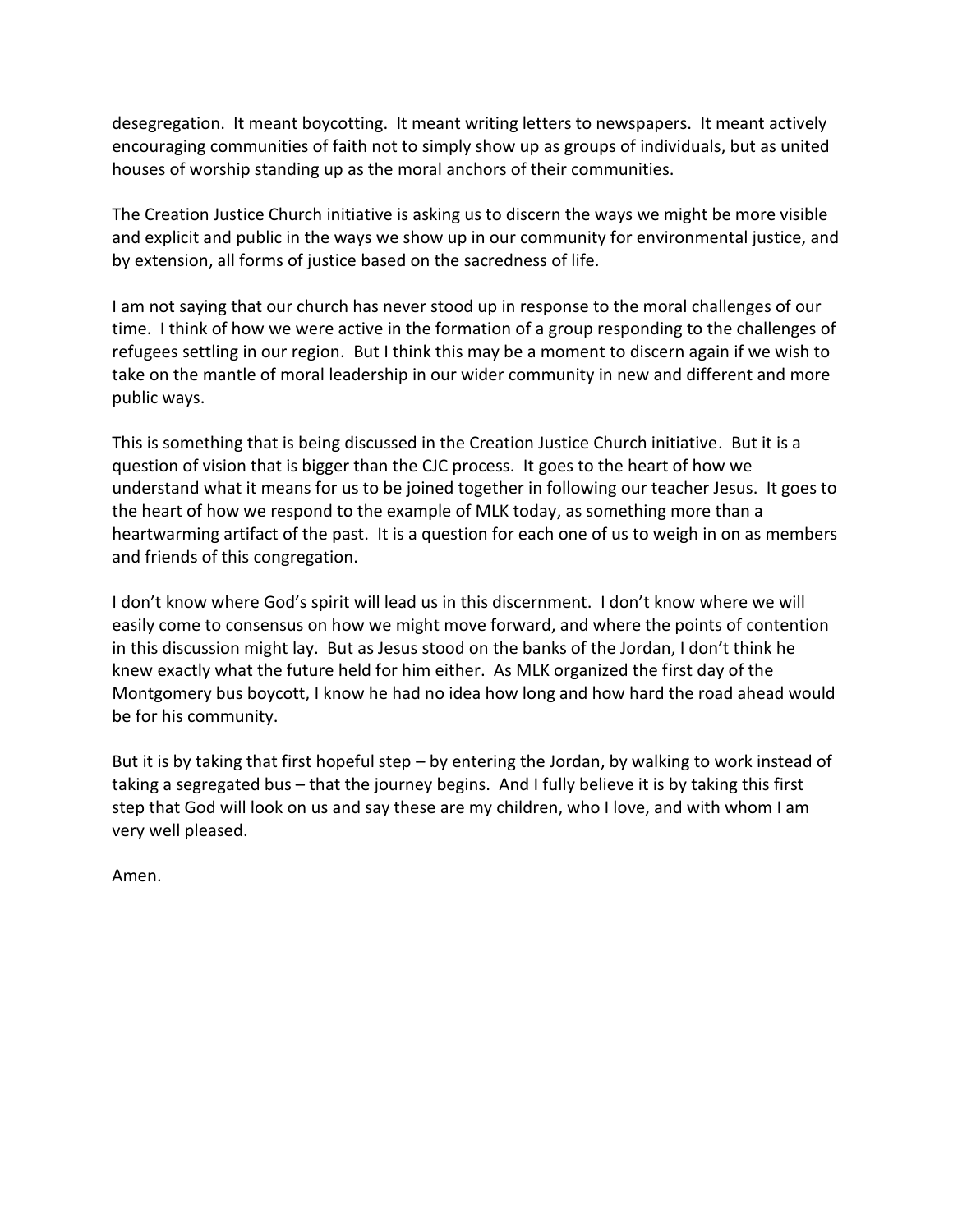desegregation. It meant boycotting. It meant writing letters to newspapers. It meant actively encouraging communities of faith not to simply show up as groups of individuals, but as united houses of worship standing up as the moral anchors of their communities.

The Creation Justice Church initiative is asking us to discern the ways we might be more visible and explicit and public in the ways we show up in our community for environmental justice, and by extension, all forms of justice based on the sacredness of life.

I am not saying that our church has never stood up in response to the moral challenges of our time. I think of how we were active in the formation of a group responding to the challenges of refugees settling in our region. But I think this may be a moment to discern again if we wish to take on the mantle of moral leadership in our wider community in new and different and more public ways.

This is something that is being discussed in the Creation Justice Church initiative. But it is a question of vision that is bigger than the CJC process. It goes to the heart of how we understand what it means for us to be joined together in following our teacher Jesus. It goes to the heart of how we respond to the example of MLK today, as something more than a heartwarming artifact of the past. It is a question for each one of us to weigh in on as members and friends of this congregation.

I don't know where God's spirit will lead us in this discernment. I don't know where we will easily come to consensus on how we might move forward, and where the points of contention in this discussion might lay. But as Jesus stood on the banks of the Jordan, I don't think he knew exactly what the future held for him either. As MLK organized the first day of the Montgomery bus boycott, I know he had no idea how long and how hard the road ahead would be for his community.

But it is by taking that first hopeful step – by entering the Jordan, by walking to work instead of taking a segregated bus – that the journey begins. And I fully believe it is by taking this first step that God will look on us and say these are my children, who I love, and with whom I am very well pleased.

Amen.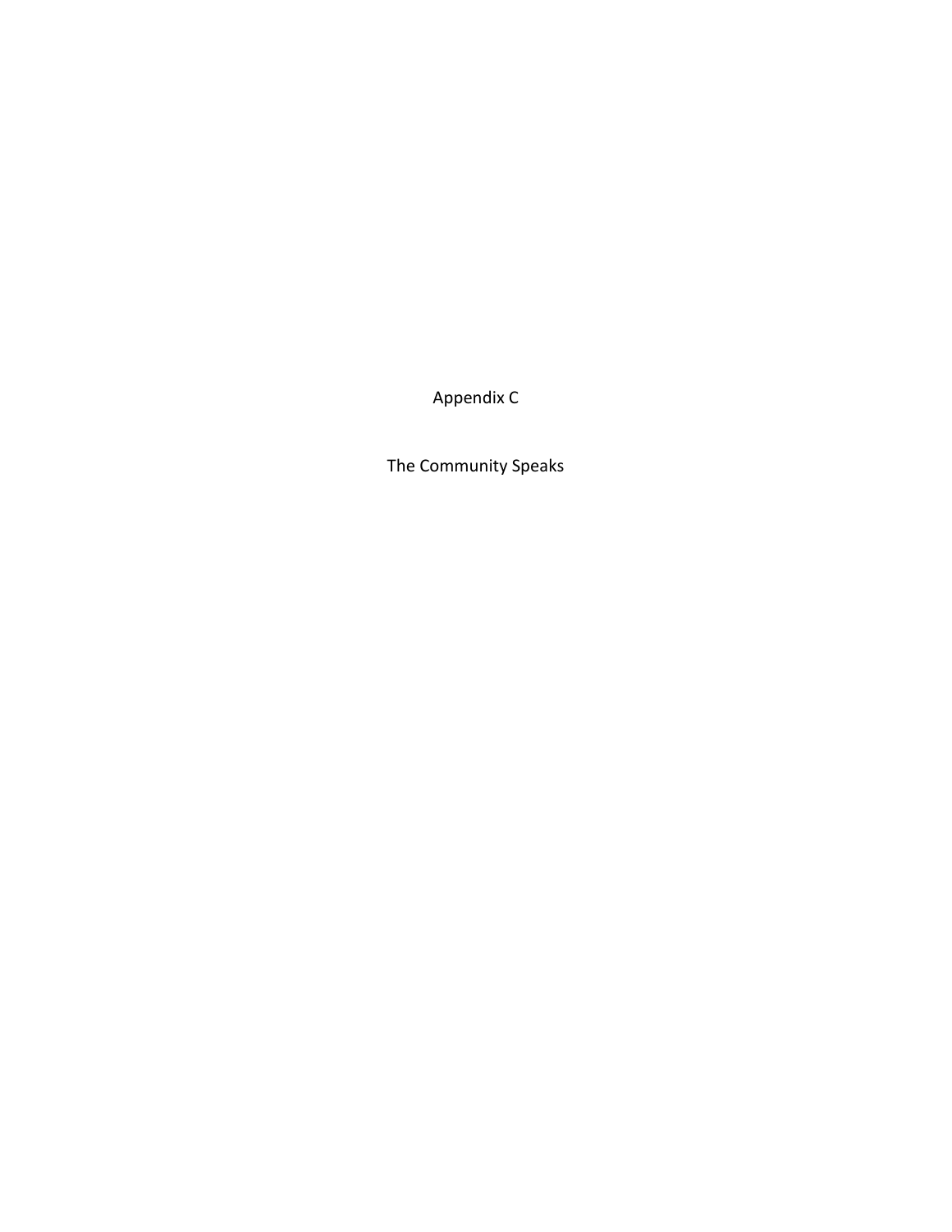# Appendix C

## The Community Speaks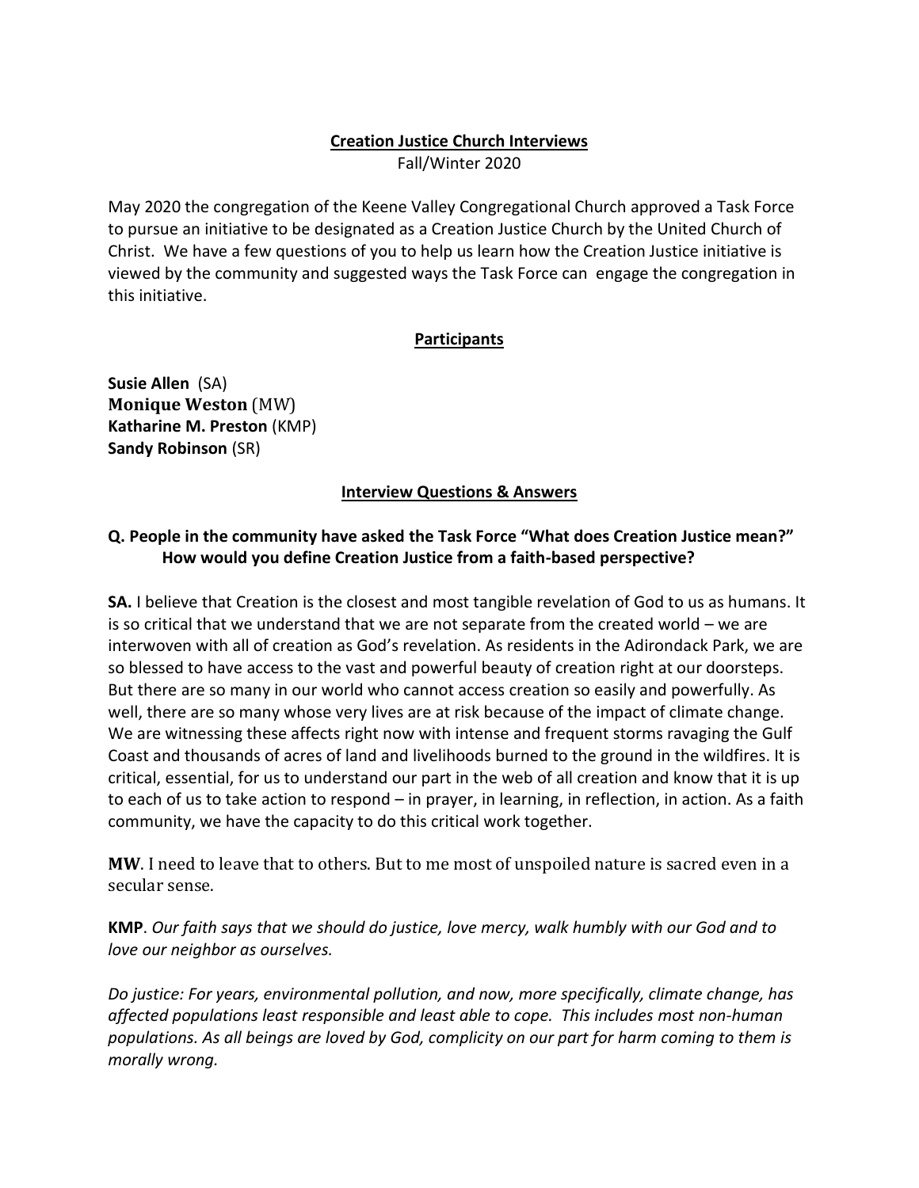**Creation Justice Church Interviews**

Fall/Winter 2020

May 2020 the congregation of the Keene Valley Congregational Church approved a Task Force to pursue an initiative to be designated as a Creation Justice Church by the United Church of Christ. We have a few questions of you to help us learn how the Creation Justice initiative is viewed by the community and suggested ways the Task Force can engage the congregation in this initiative.

**Participants**

**Susie Allen** (SA)
**Monique Weston** (MW)
**Katharine M. Preston** (KMP)
**Sandy Robinson** (SR)

**Interview Questions & Answers**

**Q. People in the community have asked the Task Force "What does Creation Justice mean?" How would you define Creation Justice from a faith-based perspective?**

**SA.** I believe that Creation is the closest and most tangible revelation of God to us as humans. It is so critical that we understand that we are not separate from the created world – we are interwoven with all of creation as God's revelation. As residents in the Adirondack Park, we are so blessed to have access to the vast and powerful beauty of creation right at our doorsteps. But there are so many in our world who cannot access creation so easily and powerfully. As well, there are so many whose very lives are at risk because of the impact of climate change. We are witnessing these affects right now with intense and frequent storms ravaging the Gulf Coast and thousands of acres of land and livelihoods burned to the ground in the wildfires. It is critical, essential, for us to understand our part in the web of all creation and know that it is up to each of us to take action to respond – in prayer, in learning, in reflection, in action. As a faith community, we have the capacity to do this critical work together.

**MW**. I need to leave that to others. But to me most of unspoiled nature is sacred even in a secular sense.

**KMP**. *Our faith says that we should do justice, love mercy, walk humbly with our God and to love our neighbor as ourselves.*

*Do justice: For years, environmental pollution, and now, more specifically, climate change, has affected populations least responsible and least able to cope. This includes most non-human populations. As all beings are loved by God, complicity on our part for harm coming to them is morally wrong.*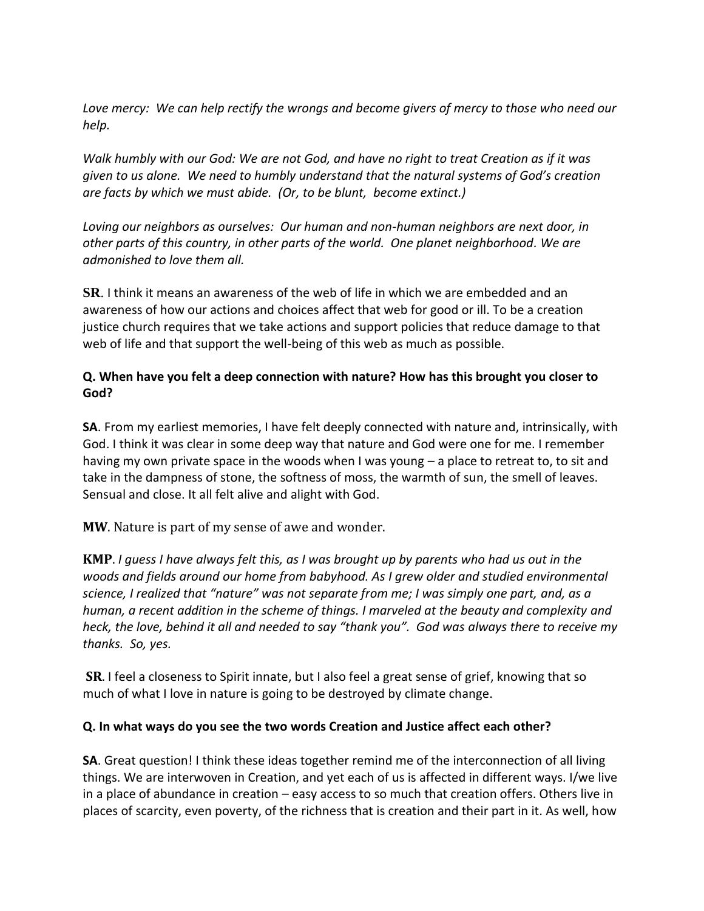*Love mercy: We can help rectify the wrongs and become givers of mercy to those who need our help.*

*Walk humbly with our God: We are not God, and have no right to treat Creation as if it was given to us alone. We need to humbly understand that the natural systems of God's creation are facts by which we must abide. (Or, to be blunt, become extinct.)*

*Loving our neighbors as ourselves: Our human and non-human neighbors are next door, in other parts of this country, in other parts of the world. One planet neighborhood. We are admonished to love them all.*

**SR**. I think it means an awareness of the web of life in which we are embedded and an awareness of how our actions and choices affect that web for good or ill. To be a creation justice church requires that we take actions and support policies that reduce damage to that web of life and that support the well-being of this web as much as possible.

**Q. When have you felt a deep connection with nature? How has this brought you closer to God?**

**SA**. From my earliest memories, I have felt deeply connected with nature and, intrinsically, with God. I think it was clear in some deep way that nature and God were one for me. I remember having my own private space in the woods when I was young – a place to retreat to, to sit and take in the dampness of stone, the softness of moss, the warmth of sun, the smell of leaves. Sensual and close. It all felt alive and alight with God.

**MW**. Nature is part of my sense of awe and wonder.

**KMP**. *I guess I have always felt this, as I was brought up by parents who had us out in the woods and fields around our home from babyhood. As I grew older and studied environmental science, I realized that "nature" was not separate from me; I was simply one part, and, as a human, a recent addition in the scheme of things. I marveled at the beauty and complexity and heck, the love, behind it all and needed to say "thank you". God was always there to receive my thanks. So, yes.*

**SR**. I feel a closeness to Spirit innate, but I also feel a great sense of grief, knowing that so much of what I love in nature is going to be destroyed by climate change.

**Q. In what ways do you see the two words Creation and Justice affect each other?**

**SA**. Great question! I think these ideas together remind me of the interconnection of all living things. We are interwoven in Creation, and yet each of us is affected in different ways. I/we live in a place of abundance in creation – easy access to so much that creation offers. Others live in places of scarcity, even poverty, of the richness that is creation and their part in it. As well, how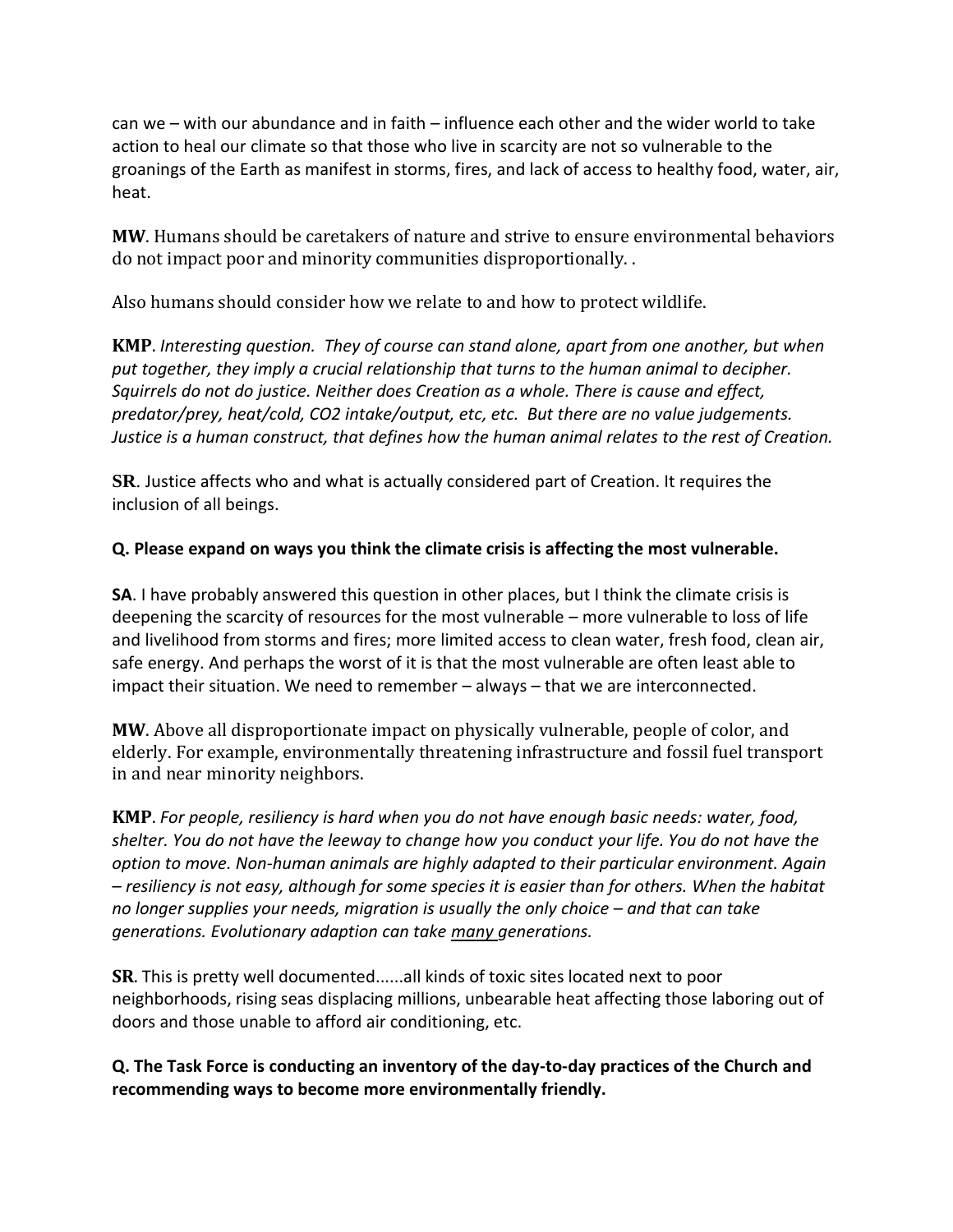can we – with our abundance and in faith – influence each other and the wider world to take action to heal our climate so that those who live in scarcity are not so vulnerable to the groanings of the Earth as manifest in storms, fires, and lack of access to healthy food, water, air, heat.

**MW**. Humans should be caretakers of nature and strive to ensure environmental behaviors do not impact poor and minority communities disproportionally. .

Also humans should consider how we relate to and how to protect wildlife.

**KMP**. *Interesting question. They of course can stand alone, apart from one another, but when put together, they imply a crucial relationship that turns to the human animal to decipher. Squirrels do not do justice. Neither does Creation as a whole. There is cause and effect, predator/prey, heat/cold, CO2 intake/output, etc, etc. But there are no value judgements. Justice is a human construct, that defines how the human animal relates to the rest of Creation.*

**SR**. Justice affects who and what is actually considered part of Creation. It requires the inclusion of all beings.

**Q. Please expand on ways you think the climate crisis is affecting the most vulnerable.**

**SA**. I have probably answered this question in other places, but I think the climate crisis is deepening the scarcity of resources for the most vulnerable – more vulnerable to loss of life and livelihood from storms and fires; more limited access to clean water, fresh food, clean air, safe energy. And perhaps the worst of it is that the most vulnerable are often least able to impact their situation. We need to remember – always – that we are interconnected.

**MW**. Above all disproportionate impact on physically vulnerable, people of color, and elderly. For example, environmentally threatening infrastructure and fossil fuel transport in and near minority neighbors.

**KMP**. *For people, resiliency is hard when you do not have enough basic needs: water, food, shelter. You do not have the leeway to change how you conduct your life. You do not have the option to move. Non-human animals are highly adapted to their particular environment. Again – resiliency is not easy, although for some species it is easier than for others. When the habitat no longer supplies your needs, migration is usually the only choice – and that can take generations. Evolutionary adaption can take <u>many</u> generations.*

**SR**. This is pretty well documented......all kinds of toxic sites located next to poor neighborhoods, rising seas displacing millions, unbearable heat affecting those laboring out of doors and those unable to afford air conditioning, etc.

**Q. The Task Force is conducting an inventory of the day-to-day practices of the Church and recommending ways to become more environmentally friendly.**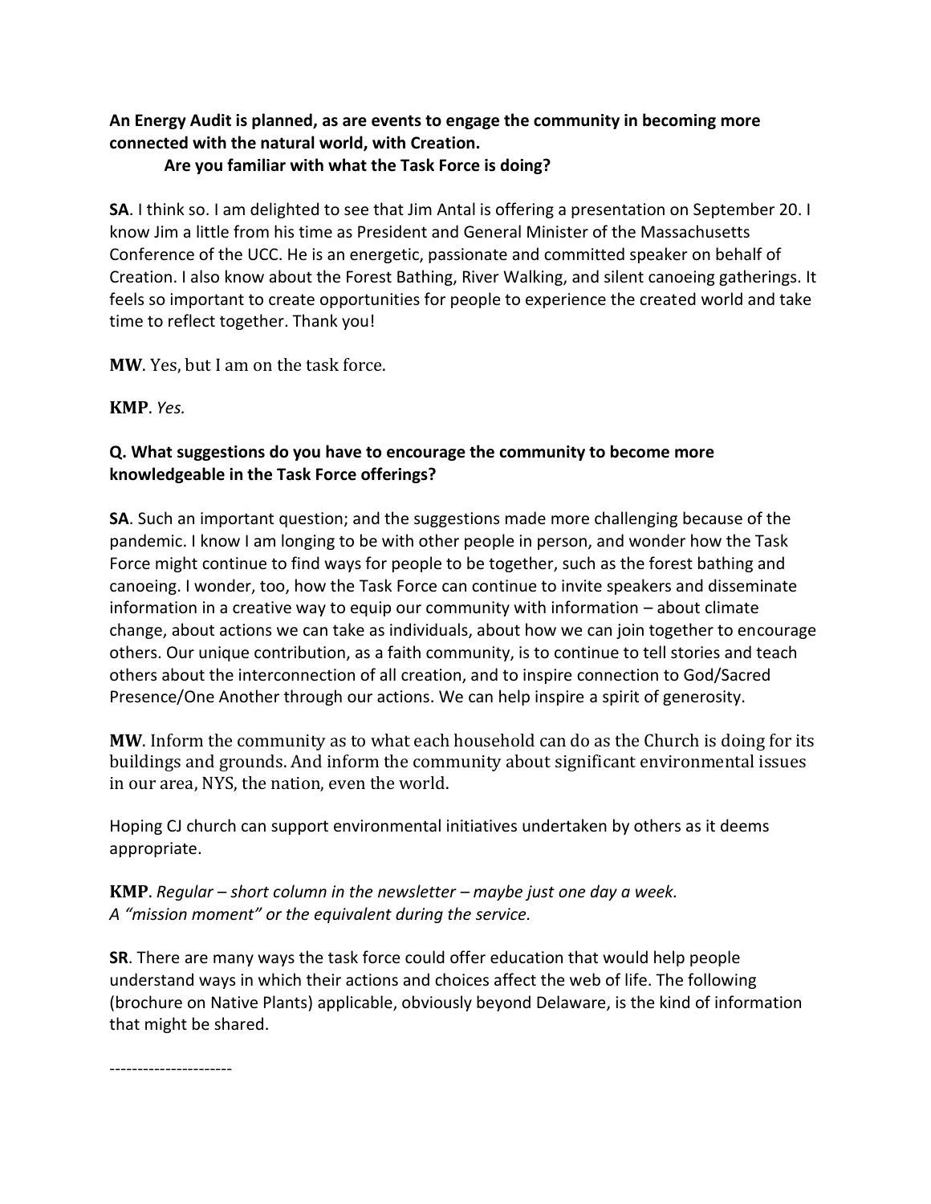**An Energy Audit is planned, as are events to engage the community in becoming more connected with the natural world, with Creation.**
**Are you familiar with what the Task Force is doing?**

**SA**. I think so. I am delighted to see that Jim Antal is offering a presentation on September 20. I know Jim a little from his time as President and General Minister of the Massachusetts Conference of the UCC. He is an energetic, passionate and committed speaker on behalf of Creation. I also know about the Forest Bathing, River Walking, and silent canoeing gatherings. It feels so important to create opportunities for people to experience the created world and take time to reflect together. Thank you!

**MW**. Yes, but I am on the task force.

**KMP**. *Yes.*

**Q. What suggestions do you have to encourage the community to become more knowledgeable in the Task Force offerings?**

**SA**. Such an important question; and the suggestions made more challenging because of the pandemic. I know I am longing to be with other people in person, and wonder how the Task Force might continue to find ways for people to be together, such as the forest bathing and canoeing. I wonder, too, how the Task Force can continue to invite speakers and disseminate information in a creative way to equip our community with information – about climate change, about actions we can take as individuals, about how we can join together to encourage others. Our unique contribution, as a faith community, is to continue to tell stories and teach others about the interconnection of all creation, and to inspire connection to God/Sacred Presence/One Another through our actions. We can help inspire a spirit of generosity.

**MW**. Inform the community as to what each household can do as the Church is doing for its buildings and grounds. And inform the community about significant environmental issues in our area, NYS, the nation, even the world.

Hoping CJ church can support environmental initiatives undertaken by others as it deems appropriate.

**KMP**. *Regular – short column in the newsletter – maybe just one day a week.*
*A "mission moment" or the equivalent during the service.*

**SR**. There are many ways the task force could offer education that would help people understand ways in which their actions and choices affect the web of life. The following (brochure on Native Plants) applicable, obviously beyond Delaware, is the kind of information that might be shared.

----------------------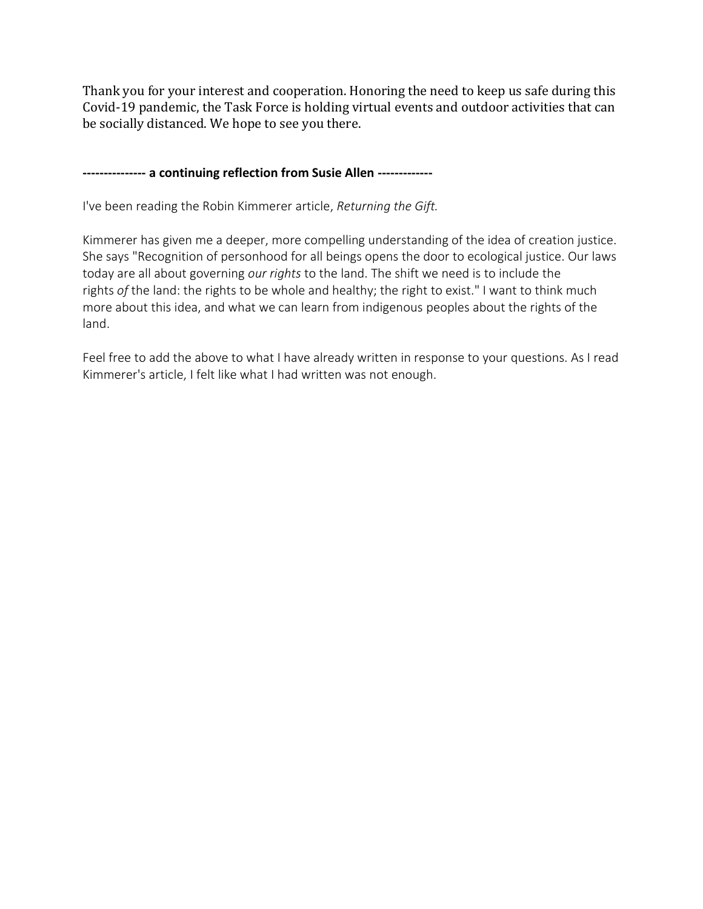Thank you for your interest and cooperation. Honoring the need to keep us safe during this Covid-19 pandemic, the Task Force is holding virtual events and outdoor activities that can be socially distanced. We hope to see you there.

**--------------- a continuing reflection from Susie Allen -------------**

I've been reading the Robin Kimmerer article, *Returning the Gift.*

Kimmerer has given me a deeper, more compelling understanding of the idea of creation justice. She says "Recognition of personhood for all beings opens the door to ecological justice. Our laws today are all about governing *our rights* to the land. The shift we need is to include the rights *of* the land: the rights to be whole and healthy; the right to exist." I want to think much more about this idea, and what we can learn from indigenous peoples about the rights of the land.

Feel free to add the above to what I have already written in response to your questions. As I read Kimmerer's article, I felt like what I had written was not enough.